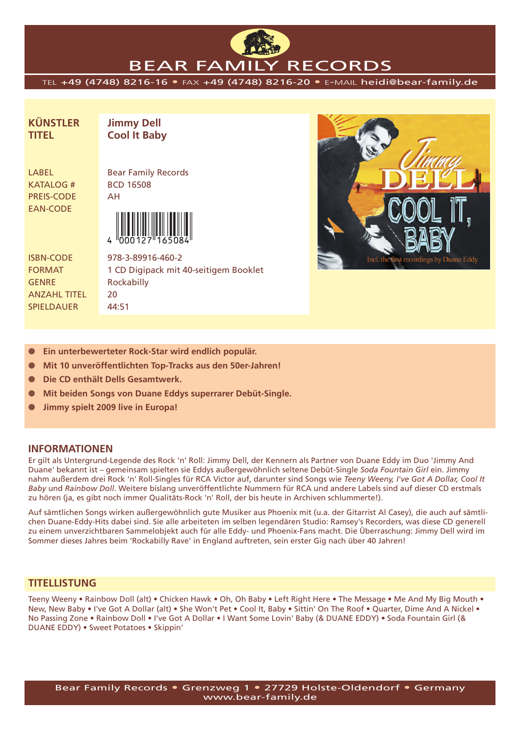# BEAR FAMILY RECORDS

TEL +49 (4748) 8216-16 • FAX +49 (4748) 8216-20 • E-MAIL heidi@bear-family.de

| | |
|---|---|
| **KÜNSTLER** | **Jimmy Dell** |
| **TITEL** | **Cool It Baby** |
| LABEL | Bear Family Records |
| KATALOG # | BCD 16508 |
| PREIS-CODE | AH |
| EAN-CODE | 4 000127 165084 |
| ISBN-CODE | 978-3-89916-460-2 |
| FORMAT | 1 CD Digipack mit 40-seitigem Booklet |
| GENRE | Rockabilly |
| ANZAHL TITEL | 20 |
| SPIELDAUER | 44:51 |

- **Ein unterbewerteter Rock-Star wird endlich populär.**
- **Mit 10 unveröffentlichten Top-Tracks aus den 50er-Jahren!**
- **Die CD enthält Dells Gesamtwerk.**
- **Mit beiden Songs von Duane Eddys superrarer Debüt-Single.**
- **Jimmy spielt 2009 live in Europa!**

## INFORMATIONEN

Er gilt als Untergrund-Legende des Rock 'n' Roll: Jimmy Dell, der Kennern als Partner von Duane Eddy im Duo 'Jimmy And Duane' bekannt ist – gemeinsam spielten sie Eddys außergewöhnlich seltene Debüt-Single *Soda Fountain Girl* ein. Jimmy nahm außerdem drei Rock 'n' Roll-Singles für RCA Victor auf, darunter sind Songs wie *Teeny Weeny, I've Got A Dollar, Cool It Baby* und *Rainbow Doll*. Weitere bislang unveröffentlichte Nummern für RCA und andere Labels sind auf dieser CD erstmals zu hören (ja, es gibt noch immer Qualitäts-Rock 'n' Roll, der bis heute in Archiven schlummerte!).

Auf sämtlichen Songs wirken außergewöhnlich gute Musiker aus Phoenix mit (u.a. der Gitarrist Al Casey), die auch auf sämtlichen Duane-Eddy-Hits dabei sind. Sie alle arbeiteten im selben legendären Studio: Ramsey's Recorders, was diese CD generell zu einem unverzichtbaren Sammelobjekt auch für alle Eddy- und Phoenix-Fans macht. Die Überraschung: Jimmy Dell wird im Sommer dieses Jahres beim 'Rockabilly Rave' in England auftreten, sein erster Gig nach über 40 Jahren!

## TITELLISTUNG

Teeny Weeny • Rainbow Doll (alt) • Chicken Hawk • Oh, Oh Baby • Left Right Here • The Message • Me And My Big Mouth • New, New Baby • I've Got A Dollar (alt) • She Won't Pet • Cool It, Baby • Sittin' On The Roof • Quarter, Dime And A Nickel • No Passing Zone • Rainbow Doll • I've Got A Dollar • I Want Some Lovin' Baby (& DUANE EDDY) • Soda Fountain Girl (& DUANE EDDY) • Sweet Potatoes • Skippin'

Bear Family Records • Grenzweg 1 • 27729 Holste-Oldendorf • Germany
www.bear-family.de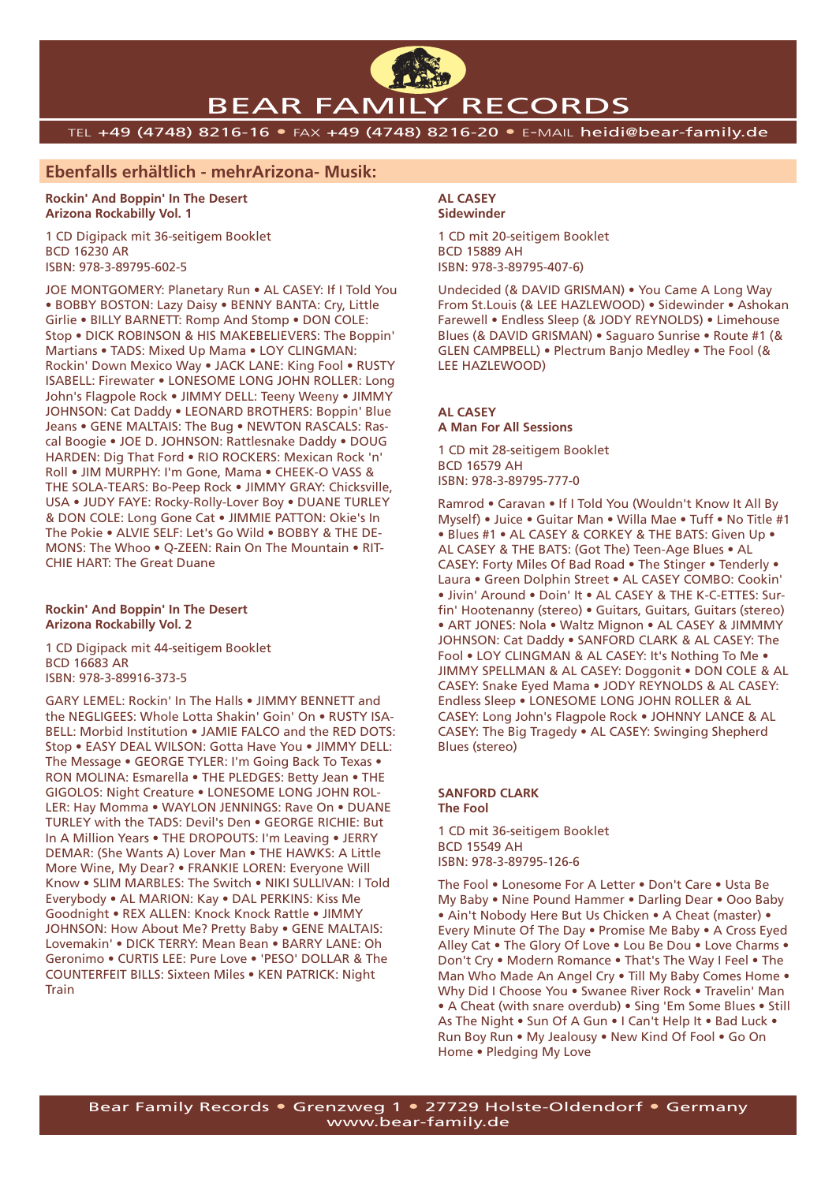# BEAR FAMILY RECORDS

TEL +49 (4748) 8216-16 • FAX +49 (4748) 8216-20 • E-MAIL heidi@bear-family.de

## Ebenfalls erhältlich - mehrArizona- Musik:

**Rockin' And Boppin' In The Desert**
**Arizona Rockabilly Vol. 1**

1 CD Digipack mit 36-seitigem Booklet
BCD 16230 AR
ISBN: 978-3-89795-602-5

JOE MONTGOMERY: Planetary Run • AL CASEY: If I Told You • BOBBY BOSTON: Lazy Daisy • BENNY BANTA: Cry, Little Girlie • BILLY BARNETT: Romp And Stomp • DON COLE: Stop • DICK ROBINSON & HIS MAKEBELIEVERS: The Boppin' Martians • TADS: Mixed Up Mama • LOY CLINGMAN: Rockin' Down Mexico Way • JACK LANE: King Fool • RUSTY ISABELL: Firewater • LONESOME LONG JOHN ROLLER: Long John's Flagpole Rock • JIMMY DELL: Teeny Weeny • JIMMY JOHNSON: Cat Daddy • LEONARD BROTHERS: Boppin' Blue Jeans • GENE MALTAIS: The Bug • NEWTON RASCALS: Rascal Boogie • JOE D. JOHNSON: Rattlesnake Daddy • DOUG HARDEN: Dig That Ford • RIO ROCKERS: Mexican Rock 'n' Roll • JIM MURPHY: I'm Gone, Mama • CHEEK-O VASS & THE SOLA-TEARS: Bo-Peep Rock • JIMMY GRAY: Chicksville, USA • JUDY FAYE: Rocky-Rolly-Lover Boy • DUANE TURLEY & DON COLE: Long Gone Cat • JIMMIE PATTON: Okie's In The Pokie • ALVIE SELF: Let's Go Wild • BOBBY & THE DEMONS: The Whoo • Q-ZEEN: Rain On The Mountain • RITCHIE HART: The Great Duane

**Rockin' And Boppin' In The Desert**
**Arizona Rockabilly Vol. 2**

1 CD Digipack mit 44-seitigem Booklet
BCD 16683 AR
ISBN: 978-3-89916-373-5

GARY LEMEL: Rockin' In The Halls • JIMMY BENNETT and the NEGLIGEES: Whole Lotta Shakin' Goin' On • RUSTY ISABELL: Morbid Institution • JAMIE FALCO and the RED DOTS: Stop • EASY DEAL WILSON: Gotta Have You • JIMMY DELL: The Message • GEORGE TYLER: I'm Going Back To Texas • RON MOLINA: Esmarella • BETTY DIAZ: Betty Jean • THE GIGOLOS: Night Creature • LONESOME LONG JOHN ROLLER: Hay Momma • WAYLON JENNINGS: Rave On • DUANE TURLEY with the TADS: Devil's Den • GEORGE RICHIE: But In A Million Years • THE DROPOUTS: I'm Leaving • JERRY DEMAR: (She Wants A) Lover Man • THE HAWKS: A Little More Wine, My Dear? • FRANKIE LOREN: Everyone Will Know • SLIM MARBLES: The Switch • NIKI SULLIVAN: I Told Everybody • AL MARION: Kay • DAL PERKINS: Kiss Me Goodnight • REX ALLEN: Knock Knock Rattle • JIMMY JOHNSON: How About Me? Pretty Baby • GENE MALTAIS: Lovemakin' • DICK TERRY: Mean Bean • BARRY LANE: Oh Geronimo • CURTIS LEE: Pure Love • 'PESO' DOLLAR & The COUNTERFEIT BILLS: Sixteen Miles • KEN PATRICK: Night Train

**AL CASEY**
**Sidewinder**

1 CD mit 20-seitigem Booklet
BCD 15889 AH
ISBN: 978-3-89795-407-6)

Undecided (& DAVID GRISMAN) • You Came A Long Way From St.Louis (& LEE HAZLEWOOD) • Sidewinder • Ashokan Farewell • Endless Sleep (& JODY REYNOLDS) • Limehouse Blues (& DAVID GRISMAN) • Saguaro Sunrise • Route #1 (& GLEN CAMPBELL) • Plectrum Banjo Medley • The Fool (& LEE HAZLEWOOD)

**AL CASEY**
**A Man For All Sessions**

1 CD mit 28-seitigem Booklet
BCD 16579 AH
ISBN: 978-3-89795-777-0

Ramrod • Caravan • If I Told You (Wouldn't Know It All By Myself) • Juice • Guitar Man • Willa Mae • Tuff • No Title #1 • Blues #1 • AL CASEY & CORKEY & THE BATS: Given Up • AL CASEY & THE BATS: (Got The) Teen-Age Blues • AL CASEY: Forty Miles Of Bad Road • The Stinger • Tenderly • Laura • Green Dolphin Street • AL CASEY COMBO: Cookin' • Jivin' Around • Doin' It • AL CASEY & THE K-C-ETTES: Surfin' Hootenanny (stereo) • Guitars, Guitars, Guitars (stereo) • ART JONES: Nola • Waltz Mignon • AL CASEY & JIMMMY JOHNSON: Cat Daddy • SANFORD CLARK & AL CASEY: The Fool • LOY CLINGMAN & AL CASEY: It's Nothing To Me • JIMMY SPELLMAN & AL CASEY: Doggonit • DON COLE & AL CASEY: Snake Eyed Mama • JODY REYNOLDS & AL CASEY: Endless Sleep • LONESOME LONG JOHN ROLLER & AL CASEY: Long John's Flagpole Rock • JOHNNY LANCE & AL CASEY: The Big Tragedy • AL CASEY: Swinging Shepherd Blues (stereo)

**SANFORD CLARK**
**The Fool**

1 CD mit 36-seitigem Booklet
BCD 15549 AH
ISBN: 978-3-89795-126-6

The Fool • Lonesome For A Letter • Don't Care • Usta Be My Baby • Nine Pound Hammer • Darling Dear • Ooo Baby • Ain't Nobody Here But Us Chicken • A Cheat (master) • Every Minute Of The Day • Promise Me Baby • A Cross Eyed Alley Cat • The Glory Of Love • Lou Be Dou • Love Charms • Don't Cry • Modern Romance • That's The Way I Feel • The Man Who Made An Angel Cry • Till My Baby Comes Home • Why Did I Choose You • Swanee River Rock • Travelin' Man • A Cheat (with snare overdub) • Sing 'Em Some Blues • Still As The Night • Sun Of A Gun • I Can't Help It • Bad Luck • Run Boy Run • My Jealousy • New Kind Of Fool • Go On Home • Pledging My Love

Bear Family Records • Grenzweg 1 • 27729 Holste-Oldendorf • Germany
www.bear-family.de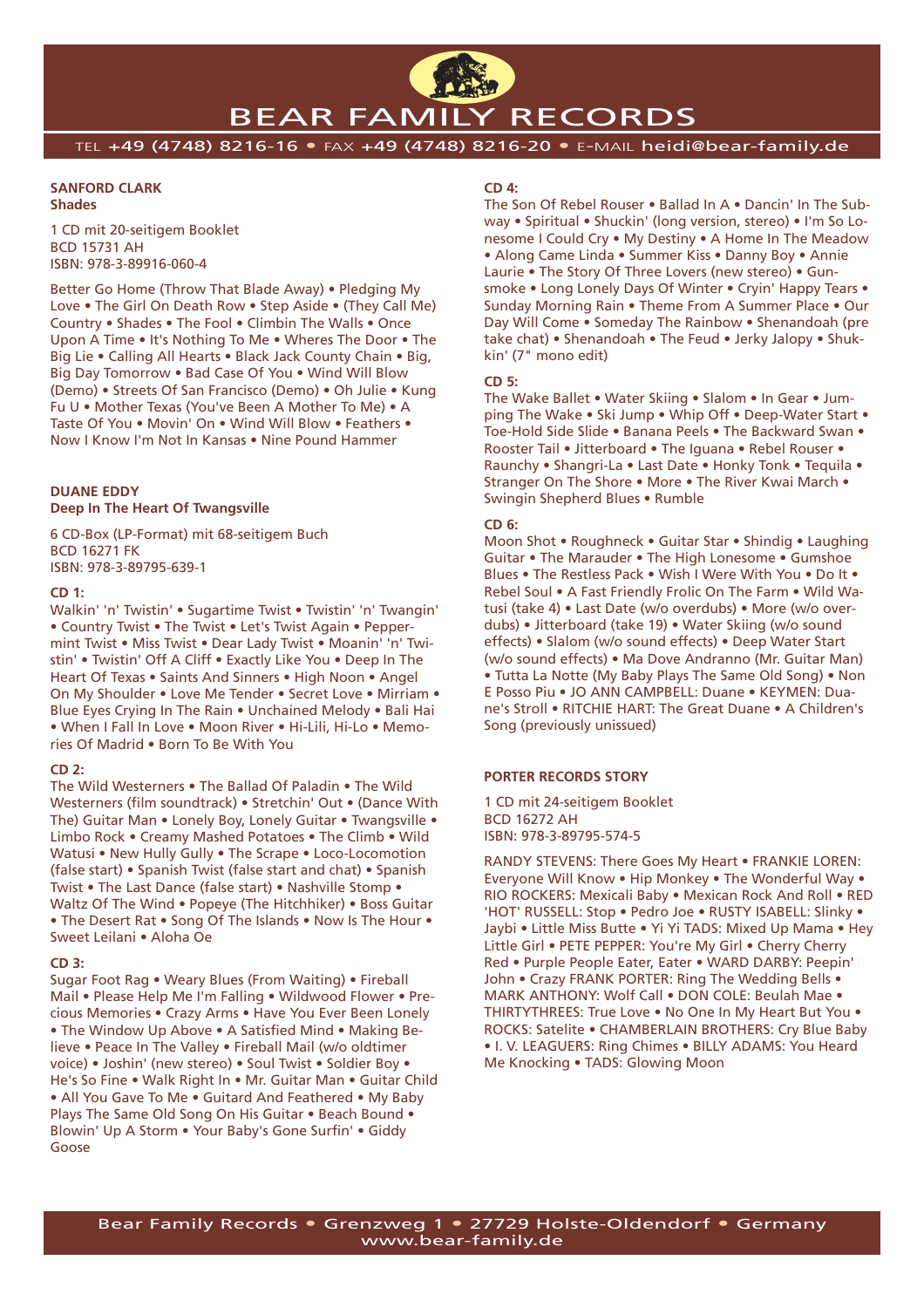**SANFORD CLARK**
**Shades**

1 CD mit 20-seitigem Booklet
BCD 15731 AH
ISBN: 978-3-89916-060-4

Better Go Home (Throw That Blade Away) • Pledging My Love • The Girl On Death Row • Step Aside • (They Call Me) Country • Shades • The Fool • Climbin The Walls • Once Upon A Time • It's Nothing To Me • Wheres The Door • The Big Lie • Calling All Hearts • Black Jack County Chain • Big, Big Day Tomorrow • Bad Case Of You • Wind Will Blow (Demo) • Streets Of San Francisco (Demo) • Oh Julie • Kung Fu U • Mother Texas (You've Been A Mother To Me) • A Taste Of You • Movin' On • Wind Will Blow • Feathers • Now I Know I'm Not In Kansas • Nine Pound Hammer

**DUANE EDDY**
**Deep In The Heart Of Twangsville**

6 CD-Box (LP-Format) mit 68-seitigem Buch
BCD 16271 FK
ISBN: 978-3-89795-639-1

**CD 1:**
Walkin' 'n' Twistin' • Sugartime Twist • Twistin' 'n' Twangin' • Country Twist • The Twist • Let's Twist Again • Peppermint Twist • Miss Twist • Dear Lady Twist • Moanin' 'n' Twistin' • Twistin' Off A Cliff • Exactly Like You • Deep In The Heart Of Texas • Saints And Sinners • High Noon • Angel On My Shoulder • Love Me Tender • Secret Love • Mirriam • Blue Eyes Crying In The Rain • Unchained Melody • Bali Hai • When I Fall In Love • Moon River • Hi-Lili, Hi-Lo • Memories Of Madrid • Born To Be With You

**CD 2:**
The Wild Westerners • The Ballad Of Paladin • The Wild Westerners (film soundtrack) • Stretchin' Out • (Dance With The) Guitar Man • Lonely Boy, Lonely Guitar • Twangsville • Limbo Rock • Creamy Mashed Potatoes • The Climb • Wild Watusi • New Hully Gully • The Scrape • Loco-Locomotion (false start) • Spanish Twist (false start and chat) • Spanish Twist • The Last Dance (false start) • Nashville Stomp • Waltz Of The Wind • Popeye (The Hitchhiker) • Boss Guitar • The Desert Rat • Song Of The Islands • Now Is The Hour • Sweet Leilani • Aloha Oe

**CD 3:**
Sugar Foot Rag • Weary Blues (From Waiting) • Fireball Mail • Please Help Me I'm Falling • Wildwood Flower • Precious Memories • Crazy Arms • Have You Ever Been Lonely • The Window Up Above • A Satisfied Mind • Making Believe • Peace In The Valley • Fireball Mail (w/o oldtimer voice) • Joshin' (new stereo) • Soul Twist • Soldier Boy • He's So Fine • Walk Right In • Mr. Guitar Man • Guitar Child • All You Gave To Me • Guitard And Feathered • My Baby Plays The Same Old Song On His Guitar • Beach Bound • Blowin' Up A Storm • Your Baby's Gone Surfin' • Giddy Goose

**CD 4:**
The Son Of Rebel Rouser • Ballad In A • Dancin' In The Subway • Spiritual • Shuckin' (long version, stereo) • I'm So Lonesome I Could Cry • My Destiny • A Home In The Meadow • Along Came Linda • Summer Kiss • Danny Boy • Annie Laurie • The Story Of Three Lovers (new stereo) • Gunsmoke • Long Lonely Days Of Winter • Cryin' Happy Tears • Sunday Morning Rain • Theme From A Summer Place • Our Day Will Come • Someday The Rainbow • Shenandoah (pre take chat) • Shenandoah • The Feud • Jerky Jalopy • Shukkin' (7" mono edit)

**CD 5:**
The Wake Ballet • Water Skiing • Slalom • In Gear • Jumping The Wake • Ski Jump • Whip Off • Deep-Water Start • Toe-Hold Side Slide • Banana Peels • The Backward Swan • Rooster Tail • Jitterboard • The Iguana • Rebel Rouser • Raunchy • Shangri-La • Last Date • Honky Tonk • Tequila • Stranger On The Shore • More • The River Kwai March • Swingin Shepherd Blues • Rumble

**CD 6:**
Moon Shot • Roughneck • Guitar Star • Shindig • Laughing Guitar • The Marauder • The High Lonesome • Gumshoe Blues • The Restless Pack • Wish I Were With You • Do It • Rebel Soul • A Fast Friendly Frolic On The Farm • Wild Watusi (take 4) • Last Date (w/o overdubs) • More (w/o overdubs) • Jitterboard (take 19) • Water Skiing (w/o sound effects) • Slalom (w/o sound effects) • Deep Water Start (w/o sound effects) • Ma Dove Andranno (Mr. Guitar Man) • Tutta La Notte (My Baby Plays The Same Old Song) • Non E Posso Piu • JO ANN CAMPBELL: Duane • KEYMEN: Duane's Stroll • RITCHIE HART: The Great Duane • A Children's Song (previously unissued)

**PORTER RECORDS STORY**

1 CD mit 24-seitigem Booklet
BCD 16272 AH
ISBN: 978-3-89795-574-5

RANDY STEVENS: There Goes My Heart • FRANKIE LOREN: Everyone Will Know • Hip Monkey • The Wonderful Way • RIO ROCKERS: Mexicali Baby • Mexican Rock And Roll • RED 'HOT' RUSSELL: Stop • Pedro Joe • RUSTY ISABELL: Slinky • Jaybi • Little Miss Butte • Yi Yi TADS: Mixed Up Mama • Hey Little Girl • PETE PEPPER: You're My Girl • Cherry Cherry Red • Purple People Eater, Eater • WARD DARBY: Peepin' John • Crazy FRANK PORTER: Ring The Wedding Bells • MARK ANTHONY: Wolf Call • DON COLE: Beulah Mae • THIRTYTHREES: True Love • No One In My Heart But You • ROCKS: Satelite • CHAMBERLAIN BROTHERS: Cry Blue Baby • I. V. LEAGUERS: Ring Chimes • BILLY ADAMS: You Heard Me Knocking • TADS: Glowing Moon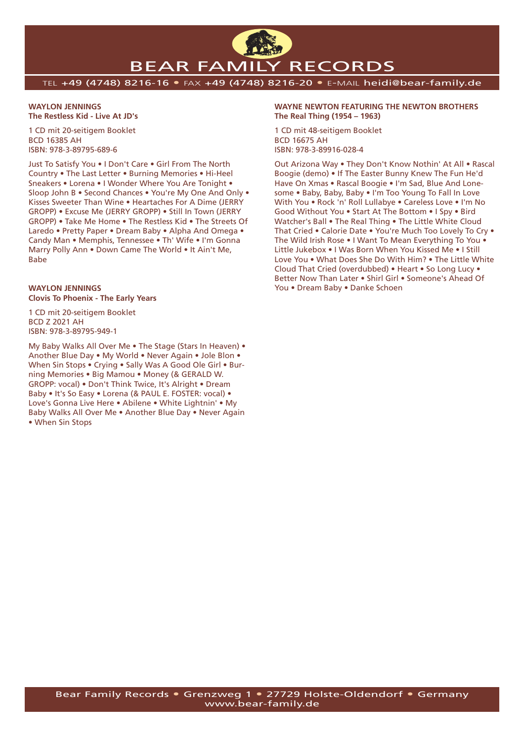**WAYLON JENNINGS**
**The Restless Kid - Live At JD's**

1 CD mit 20-seitigem Booklet
BCD 16385 AH
ISBN: 978-3-89795-689-6

Just To Satisfy You • I Don't Care • Girl From The North Country • The Last Letter • Burning Memories • Hi-Heel Sneakers • Lorena • I Wonder Where You Are Tonight • Sloop John B • Second Chances • You're My One And Only • Kisses Sweeter Than Wine • Heartaches For A Dime (JERRY GROPP) • Excuse Me (JERRY GROPP) • Still In Town (JERRY GROPP) • Take Me Home • The Restless Kid • The Streets Of Laredo • Pretty Paper • Dream Baby • Alpha And Omega • Candy Man • Memphis, Tennessee • Th' Wife • I'm Gonna Marry Polly Ann • Down Came The World • It Ain't Me, Babe

**WAYLON JENNINGS**
**Clovis To Phoenix - The Early Years**

1 CD mit 20-seitigem Booklet
BCD Z 2021 AH
ISBN: 978-3-89795-949-1

My Baby Walks All Over Me • The Stage (Stars In Heaven) • Another Blue Day • My World • Never Again • Jole Blon • When Sin Stops • Crying • Sally Was A Good Ole Girl • Burning Memories • Big Mamou • Money (& GERALD W. GROPP: vocal) • Don't Think Twice, It's Alright • Dream Baby • It's So Easy • Lorena (& PAUL E. FOSTER: vocal) • Love's Gonna Live Here • Abilene • White Lightnin' • My Baby Walks All Over Me • Another Blue Day • Never Again • When Sin Stops

**WAYNE NEWTON FEATURING THE NEWTON BROTHERS**
**The Real Thing (1954 – 1963)**

1 CD mit 48-seitigem Booklet
BCD 16675 AH
ISBN: 978-3-89916-028-4

Out Arizona Way • They Don't Know Nothin' At All • Rascal Boogie (demo) • If The Easter Bunny Knew The Fun He'd Have On Xmas • Rascal Boogie • I'm Sad, Blue And Lonesome • Baby, Baby, Baby • I'm Too Young To Fall In Love With You • Rock 'n' Roll Lullabye • Careless Love • I'm No Good Without You • Start At The Bottom • I Spy • Bird Watcher's Ball • The Real Thing • The Little White Cloud That Cried • Calorie Date • You're Much Too Lovely To Cry • The Wild Irish Rose • I Want To Mean Everything To You • Little Jukebox • I Was Born When You Kissed Me • I Still Love You • What Does She Do With Him? • The Little White Cloud That Cried (overdubbed) • Heart • So Long Lucy • Better Now Than Later • Shirl Girl • Someone's Ahead Of You • Dream Baby • Danke Schoen